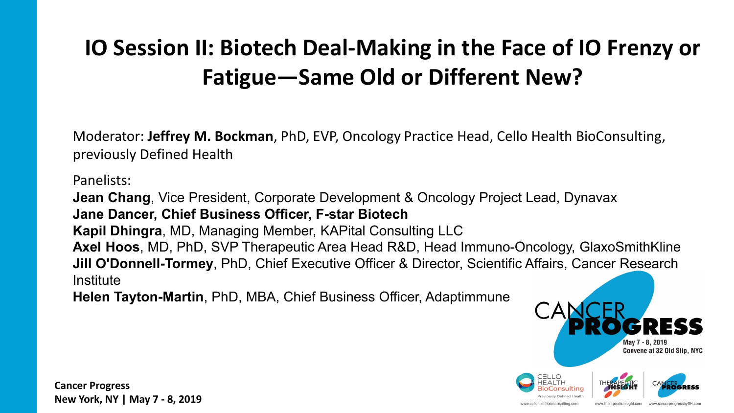# IO Session II: Biotech Deal-Making in the Face of IO Frenzy or Fatigue—Same Old or Different New?

Moderator: **Jeffrey M. Bockman**, PhD, EVP, Oncology Practice Head, Cello Health BioConsulting, previously Defined Health

Panelists:

**Jean Chang**, Vice President, Corporate Development & Oncology Project Lead, Dynavax
**Jane Dancer, Chief Business Officer, F-star Biotech**
**Kapil Dhingra**, MD, Managing Member, KAPital Consulting LLC
**Axel Hoos**, MD, PhD, SVP Therapeutic Area Head R&D, Head Immuno-Oncology, GlaxoSmithKline
**Jill O'Donnell-Tormey**, PhD, Chief Executive Officer & Director, Scientific Affairs, Cancer Research Institute
**Helen Tayton-Martin**, PhD, MBA, Chief Business Officer, Adaptimmune

CANCER PROGRESS
May 7 - 8, 2019
Convene at 32 Old Slip, NYC

**Cancer Progress**
**New York, NY | May 7 - 8, 2019**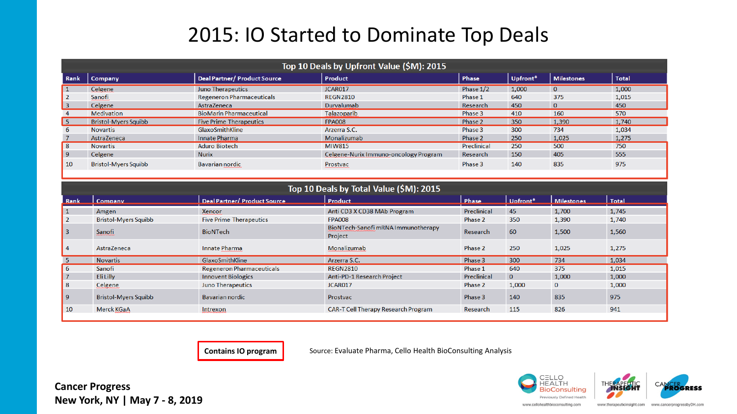# 2015: IO Started to Dominate Top Deals

**Top 10 Deals by Upfront Value ($M): 2015**

| Rank | Company | Deal Partner/ Product Source | Product | Phase | Upfront* | Milestones | Total |
|---|---|---|---|---|---|---|---|
| 1 | Celgene | Juno Therapeutics | JCAR017 | Phase 1/2 | 1,000 | 0 | 1,000 |
| 2 | Sanofi | Regeneron Pharmaceuticals | REGN2810 | Phase 1 | 640 | 375 | 1,015 |
| 3 | Celgene | AstraZeneca | Durvalumab | Research | 450 | 0 | 450 |
| 4 | Medivation | BioMarin Pharmaceutical | Talazoparib | Phase 3 | 410 | 160 | 570 |
| 5 | Bristol-Myers Squibb | Five Prime Therapeutics | FPA008 | Phase 2 | 350 | 1,390 | 1,740 |
| 6 | Novartis | GlaxoSmithKline | Arzerra S.C. | Phase 3 | 300 | 734 | 1,034 |
| 7 | AstraZeneca | Innate Pharma | Monalizumab | Phase 2 | 250 | 1,025 | 1,275 |
| 8 | Novartis | Aduro Biotech | MIW815 | Preclinical | 250 | 500 | 750 |
| 9 | Celgene | Nurix | Celgene-Nurix Immuno-oncology Program | Research | 150 | 405 | 555 |
| 10 | Bristol-Myers Squibb | Bavarian nordic | Prostvac | Phase 3 | 140 | 835 | 975 |

**Top 10 Deals by Total Value ($M): 2015**

| Rank | Company | Deal Partner/ Product Source | Product | Phase | Upfront* | Milestones | Total |
|---|---|---|---|---|---|---|---|
| 1 | Amgen | Xencor | Anti CD3 X CD38 MAb Program | Preclinical | 45 | 1,700 | 1,745 |
| 2 | Bristol-Myers Squibb | Five Prime Therapeutics | FPA008 | Phase 2 | 350 | 1,390 | 1,740 |
| 3 | Sanofi | BioNTech | BioNTech-Sanofi mRNA Immunotherapy Project | Research | 60 | 1,500 | 1,560 |
| 4 | AstraZeneca | Innate Pharma | Monalizumab | Phase 2 | 250 | 1,025 | 1,275 |
| 5 | Novartis | GlaxoSmithKline | Arzerra S.C. | Phase 3 | 300 | 734 | 1,034 |
| 6 | Sanofi | Regeneron Pharmaceuticals | REGN2810 | Phase 1 | 640 | 375 | 1,015 |
| 7 | Eli Lilly | Innovent Biologics | Anti-PD-1 Research Project | Preclinical | 0 | 1,000 | 1,000 |
| 8 | Celgene | Juno Therapeutics | JCAR017 | Phase 2 | 1,000 | 0 | 1,000 |
| 9 | Bristol-Myers Squibb | Bavarian nordic | Prostvac | Phase 3 | 140 | 835 | 975 |
| 10 | Merck KGaA | Intrexon | CAR-T Cell Therapy Research Program | Research | 115 | 826 | 941 |

**Contains IO program**

Source: Evaluate Pharma, Cello Health BioConsulting Analysis

**Cancer Progress**
**New York, NY | May 7 - 8, 2019**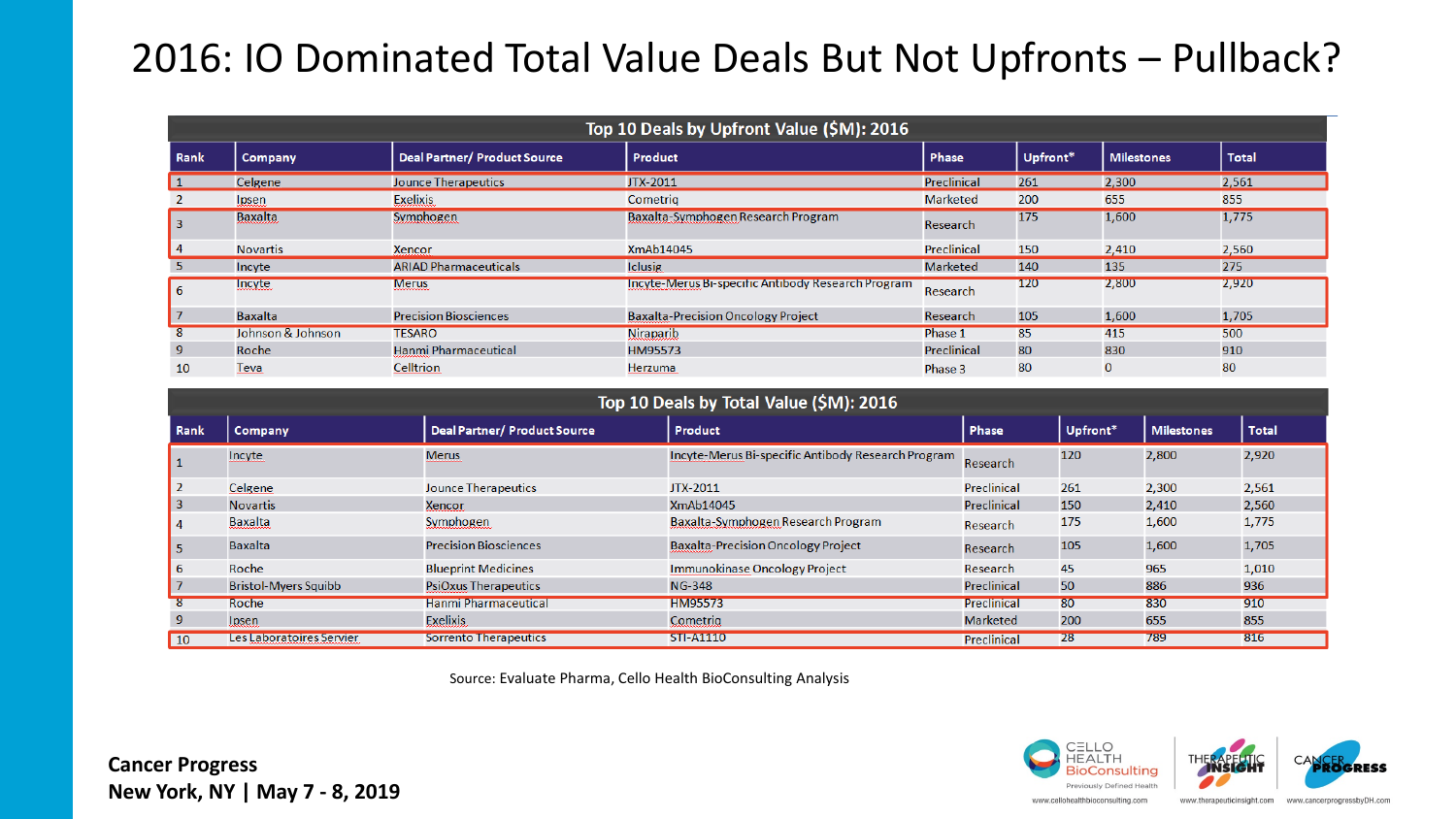# 2016: IO Dominated Total Value Deals But Not Upfronts – Pullback?

**Top 10 Deals by Upfront Value ($M): 2016**

| Rank | Company | Deal Partner/ Product Source | Product | Phase | Upfront* | Milestones | Total |
|---|---|---|---|---|---|---|---|
| 1 | Celgene | Jounce Therapeutics | JTX-2011 | Preclinical | 261 | 2,300 | 2,561 |
| 2 | Ipsen | Exelixis | Cometriq | Marketed | 200 | 655 | 855 |
| 3 | Baxalta | Symphogen | Baxalta-Symphogen Research Program | Research | 175 | 1,600 | 1,775 |
| 4 | Novartis | Xencor | XmAb14045 | Preclinical | 150 | 2,410 | 2,560 |
| 5 | Incyte | ARIAD Pharmaceuticals | Iclusig | Marketed | 140 | 135 | 275 |
| 6 | Incyte | Merus | Incyte-Merus Bi-specific Antibody Research Program | Research | 120 | 2,800 | 2,920 |
| 7 | Baxalta | Precision Biosciences | Baxalta-Precision Oncology Project | Research | 105 | 1,600 | 1,705 |
| 8 | Johnson & Johnson | TESARO | Niraparib | Phase 1 | 85 | 415 | 500 |
| 9 | Roche | Hanmi Pharmaceutical | HM95573 | Preclinical | 80 | 830 | 910 |
| 10 | Teva | Celltrion | Herzuma | Phase 3 | 80 | 0 | 80 |

**Top 10 Deals by Total Value ($M): 2016**

| Rank | Company | Deal Partner/ Product Source | Product | Phase | Upfront* | Milestones | Total |
|---|---|---|---|---|---|---|---|
| 1 | Incyte | Merus | Incyte-Merus Bi-specific Antibody Research Program | Research | 120 | 2,800 | 2,920 |
| 2 | Celgene | Jounce Therapeutics | JTX-2011 | Preclinical | 261 | 2,300 | 2,561 |
| 3 | Novartis | Xencor | XmAb14045 | Preclinical | 150 | 2,410 | 2,560 |
| 4 | Baxalta | Symphogen | Baxalta-Symphogen Research Program | Research | 175 | 1,600 | 1,775 |
| 5 | Baxalta | Precision Biosciences | Baxalta-Precision Oncology Project | Research | 105 | 1,600 | 1,705 |
| 6 | Roche | Blueprint Medicines | Immunokinase Oncology Project | Research | 45 | 965 | 1,010 |
| 7 | Bristol-Myers Squibb | PsiOxus Therapeutics | NG-348 | Preclinical | 50 | 886 | 936 |
| 8 | Roche | Hanmi Pharmaceutical | HM95573 | Preclinical | 80 | 830 | 910 |
| 9 | Ipsen | Exelixis | Cometriq | Marketed | 200 | 655 | 855 |
| 10 | Les Laboratoires Servier | Sorrento Therapeutics | STI-A1110 | Preclinical | 28 | 789 | 816 |

Source: Evaluate Pharma, Cello Health BioConsulting Analysis

**Cancer Progress**
**New York, NY | May 7 - 8, 2019**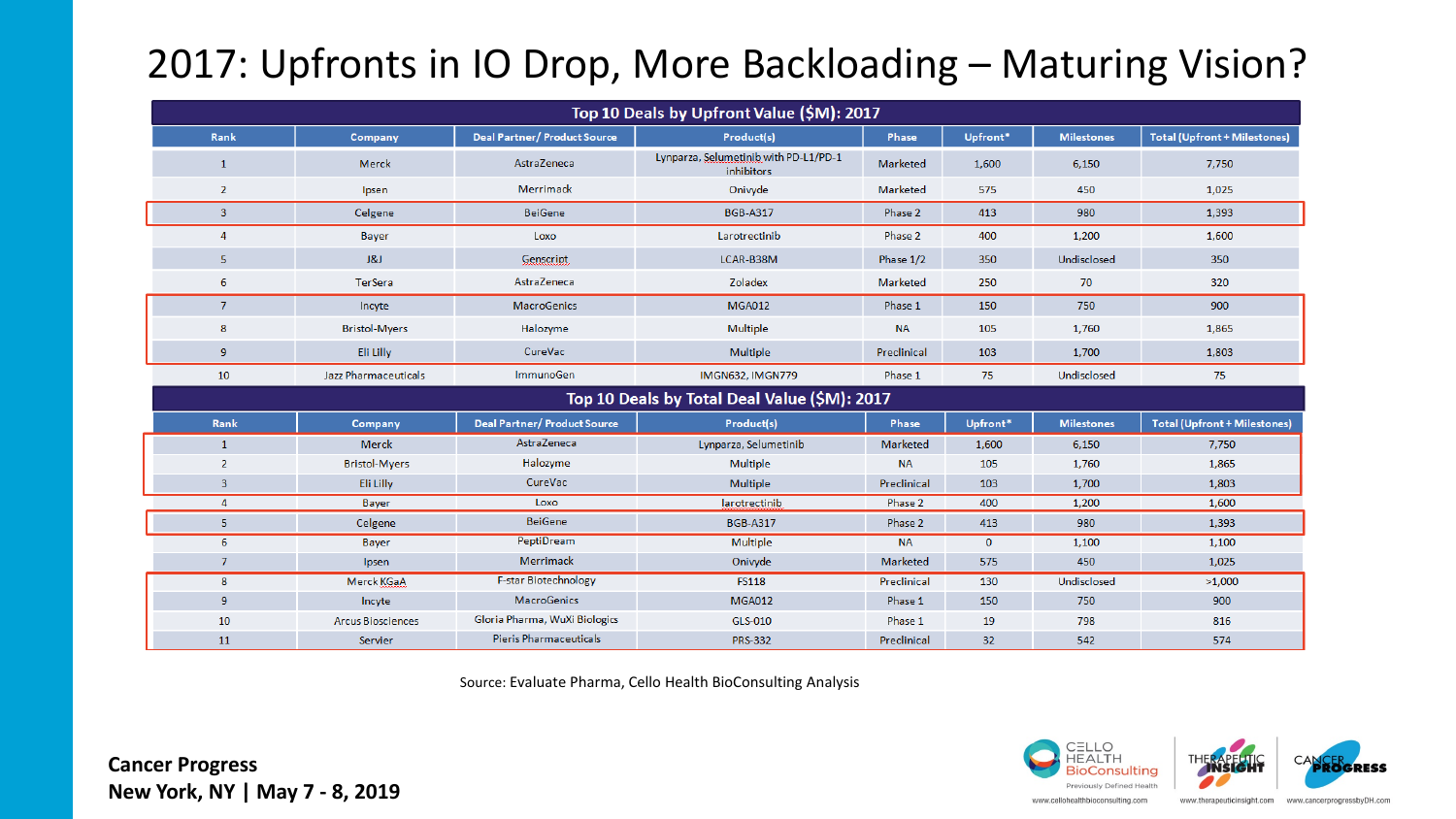# 2017: Upfronts in IO Drop, More Backloading – Maturing Vision?

**Top 10 Deals by Upfront Value ($M): 2017**

| Rank | Company | Deal Partner/ Product Source | Product(s) | Phase | Upfront* | Milestones | Total (Upfront + Milestones) |
|---|---|---|---|---|---|---|---|
| 1 | Merck | AstraZeneca | Lynparza, Selumetinib with PD-L1/PD-1 inhibitors | Marketed | 1,600 | 6,150 | 7,750 |
| 2 | Ipsen | Merrimack | Onivyde | Marketed | 575 | 450 | 1,025 |
| 3 | Celgene | BeiGene | BGB-A317 | Phase 2 | 413 | 980 | 1,393 |
| 4 | Bayer | Loxo | Larotrectinib | Phase 2 | 400 | 1,200 | 1,600 |
| 5 | J&J | Genscript | LCAR-B38M | Phase 1/2 | 350 | Undisclosed | 350 |
| 6 | TerSera | AstraZeneca | Zoladex | Marketed | 250 | 70 | 320 |
| 7 | Incyte | MacroGenics | MGA012 | Phase 1 | 150 | 750 | 900 |
| 8 | Bristol-Myers | Halozyme | Multiple | NA | 105 | 1,760 | 1,865 |
| 9 | Eli Lilly | CureVac | Multiple | Preclinical | 103 | 1,700 | 1,803 |
| 10 | Jazz Pharmaceuticals | ImmunoGen | IMGN632, IMGN779 | Phase 1 | 75 | Undisclosed | 75 |

**Top 10 Deals by Total Deal Value ($M): 2017**

| Rank | Company | Deal Partner/ Product Source | Product(s) | Phase | Upfront* | Milestones | Total (Upfront + Milestones) |
|---|---|---|---|---|---|---|---|
| 1 | Merck | AstraZeneca | Lynparza, Selumetinib | Marketed | 1,600 | 6,150 | 7,750 |
| 2 | Bristol-Myers | Halozyme | Multiple | NA | 105 | 1,760 | 1,865 |
| 3 | Eli Lilly | CureVac | Multiple | Preclinical | 103 | 1,700 | 1,803 |
| 4 | Bayer | Loxo | larotrectinib | Phase 2 | 400 | 1,200 | 1,600 |
| 5 | Celgene | BeiGene | BGB-A317 | Phase 2 | 413 | 980 | 1,393 |
| 6 | Bayer | PeptiDream | Multiple | NA | 0 | 1,100 | 1,100 |
| 7 | Ipsen | Merrimack | Onivyde | Marketed | 575 | 450 | 1,025 |
| 8 | Merck KGaA | F-star Biotechnology | FS118 | Preclinical | 130 | Undisclosed | >1,000 |
| 9 | Incyte | MacroGenics | MGA012 | Phase 1 | 150 | 750 | 900 |
| 10 | Arcus Biosciences | Gloria Pharma, WuXi Biologics | GLS-010 | Phase 1 | 19 | 798 | 816 |
| 11 | Servier | Pieris Pharmaceuticals | PRS-332 | Preclinical | 32 | 542 | 574 |

Source: Evaluate Pharma, Cello Health BioConsulting Analysis

**Cancer Progress**
**New York, NY | May 7 - 8, 2019**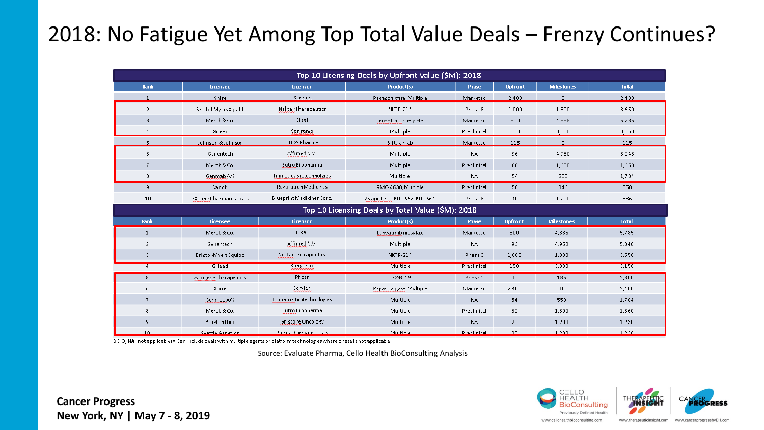# 2018: No Fatigue Yet Among Top Total Value Deals – Frenzy Continues?

**Top 10 Licensing Deals by Upfront Value ($M): 2018**

| Rank | Licensee | Licensor | Product(s) | Phase | Upfront | Milestones | Total |
|---|---|---|---|---|---|---|---|
| 1 | Shire | Servier | Pegaspargase, Multiple | Marketed | 2,400 | 0 | 2,400 |
| 2 | Bristol-Myers Squibb | Nektar Therapeutics | NKTR-214 | Phase 3 | 1,000 | 1,800 | 3,650 |
| 3 | Merck & Co | Eisai | Lenvatinib mesylate | Marketed | 300 | 4,385 | 5,785 |
| 4 | Gilead | Sangamo | Multiple | Preclinical | 150 | 3,000 | 3,150 |
| 5 | Johnson & Johnson | EUSA Pharma | Siltuximab | Marketed | 115 | 0 | 115 |
| 6 | Genentech | Affimed N.V. | Multiple | NA | 96 | 4,950 | 5,046 |
| 7 | Merck & Co | Sutro Biopharma | Multiple | Preclinical | 60 | 1,600 | 1,660 |
| 8 | Genmab A/S | Immatics Biotechnolgies | Multiple | NA | 54 | 550 | 1,704 |
| 9 | Sanofi | Revolution Medicines | RMC-4630, Multiple | Preclinical | 50 | 346 | 550 |
| 10 | CStone Pharmaceuticals | Blueprint Medicines Corp. | Avapritinib, BLU-667, BLU-664 | Phase 3 | 40 | 1,200 | 386 |

**Top 10 Licensing Deals by Total Value ($M): 2018**

| Rank | Licensee | Licensor | Product(s) | Phase | Upfront | Milestones | Total |
|---|---|---|---|---|---|---|---|
| 1 | Merck & Co | Eisai | Lenvatinib mesylate | Marketed | 300 | 4,385 | 5,785 |
| 2 | Genentech | Affimed N.V. | Multiple | NA | 96 | 4,950 | 5,046 |
| 3 | Bristol-Myers Squibb | Nektar Therapeutics | NKTR-214 | Phase 3 | 1,000 | 1,800 | 3,650 |
| 4 | Gilead | Sangamo | Multiple | Preclinical | 150 | 3,000 | 3,150 |
| 5 | Allogene Therapeutics | Pfizer | UCART19 | Phase 1 | 0 | 185 | 2,800 |
| 6 | Shire | Servier | Pegaspargase, Multiple | Marketed | 2,400 | 0 | 2,400 |
| 7 | Genmab A/S | Immatics Biotechnologies | Multiple | NA | 54 | 550 | 1,704 |
| 8 | Merck & Co. | Sutro Biopharma | Multiple | Preclinical | 60 | 1,600 | 1,660 |
| 9 | Bluebird bio | Gristone Oncology | Multiple | NA | 20 | 1,200 | 1,230 |
| 10 | Seattle Genetics | Pieris Pharmaceuticals | Multiple | Preclinical | 30 | 1,200 | 1,230 |

BCIQ; NA (not applicable) = Can include deals with multiple agents or platform technologies where phase is not applicable.

Source: Evaluate Pharma, Cello Health BioConsulting Analysis

**Cancer Progress**
**New York, NY | May 7 - 8, 2019**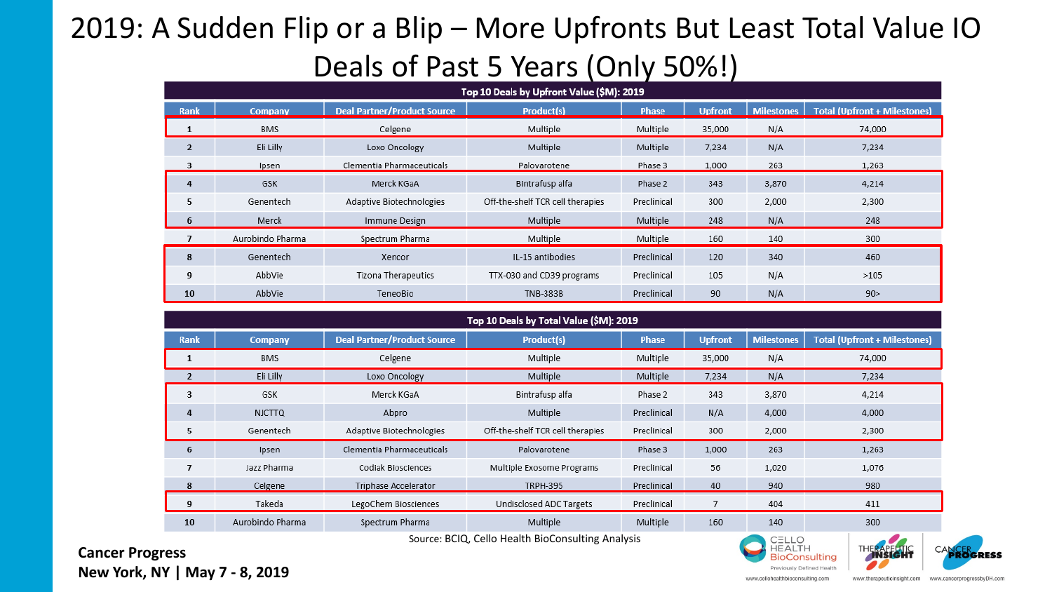# 2019: A Sudden Flip or a Blip – More Upfronts But Least Total Value IO Deals of Past 5 Years (Only 50%!)

**Top 10 Deals by Upfront Value ($M): 2019**

| Rank | Company | Deal Partner/Product Source | Product(s) | Phase | Upfront | Milestones | Total (Upfront + Milestones) |
|---|---|---|---|---|---|---|---|
| 1 | BMS | Celgene | Multiple | Multiple | 35,000 | N/A | 74,000 |
| 2 | Eli Lilly | Loxo Oncology | Multiple | Multiple | 7,234 | N/A | 7,234 |
| 3 | Ipsen | Clementia Pharmaceuticals | Palovarotene | Phase 3 | 1,000 | 263 | 1,263 |
| 4 | GSK | Merck KGaA | Bintrafusp alfa | Phase 2 | 343 | 3,870 | 4,214 |
| 5 | Genentech | Adaptive Biotechnologies | Off-the-shelf TCR cell therapies | Preclinical | 300 | 2,000 | 2,300 |
| 6 | Merck | Immune Design | Multiple | Multiple | 248 | N/A | 248 |
| 7 | Aurobindo Pharma | Spectrum Pharma | Multiple | Multiple | 160 | 140 | 300 |
| 8 | Genentech | Xencor | IL-15 antibodies | Preclinical | 120 | 340 | 460 |
| 9 | AbbVie | Tizona Therapeutics | TTX-030 and CD39 programs | Preclinical | 105 | N/A | >105 |
| 10 | AbbVie | TeneoBio | TNB-383B | Preclinical | 90 | N/A | 90> |

**Top 10 Deals by Total Value ($M): 2019**

| Rank | Company | Deal Partner/Product Source | Product(s) | Phase | Upfront | Milestones | Total (Upfront + Milestones) |
|---|---|---|---|---|---|---|---|
| 1 | BMS | Celgene | Multiple | Multiple | 35,000 | N/A | 74,000 |
| 2 | Eli Lilly | Loxo Oncology | Multiple | Multiple | 7,234 | N/A | 7,234 |
| 3 | GSK | Merck KGaA | Bintrafusp alfa | Phase 2 | 343 | 3,870 | 4,214 |
| 4 | NJCTTQ | Abpro | Multiple | Preclinical | N/A | 4,000 | 4,000 |
| 5 | Genentech | Adaptive Biotechnologies | Off-the-shelf TCR cell therapies | Preclinical | 300 | 2,000 | 2,300 |
| 6 | Ipsen | Clementia Pharmaceuticals | Palovarotene | Phase 3 | 1,000 | 263 | 1,263 |
| 7 | Jazz Pharma | Codiak Biosciences | Multiple Exosome Programs | Preclinical | 56 | 1,020 | 1,076 |
| 8 | Celgene | Triphase Accelerator | TRPH-395 | Preclinical | 40 | 940 | 980 |
| 9 | Takeda | LegoChem Biosciences | Undisclosed ADC Targets | Preclinical | 7 | 404 | 411 |
| 10 | Aurobindo Pharma | Spectrum Pharma | Multiple | Multiple | 160 | 140 | 300 |

Source: BCIQ, Cello Health BioConsulting Analysis

**Cancer Progress**
**New York, NY | May 7 - 8, 2019**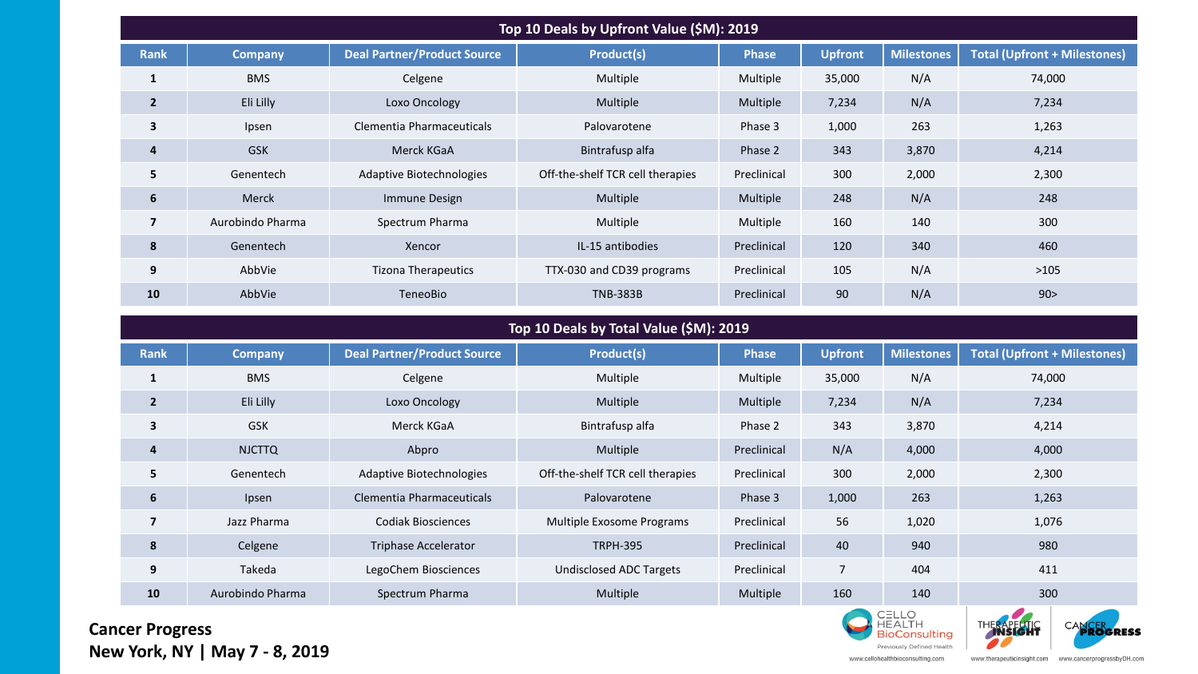## Top 10 Deals by Upfront Value ($M): 2019

| Rank | Company | Deal Partner/Product Source | Product(s) | Phase | Upfront | Milestones | Total (Upfront + Milestones) |
|---|---|---|---|---|---|---|---|
| 1 | BMS | Celgene | Multiple | Multiple | 35,000 | N/A | 74,000 |
| 2 | Eli Lilly | Loxo Oncology | Multiple | Multiple | 7,234 | N/A | 7,234 |
| 3 | Ipsen | Clementia Pharmaceuticals | Palovarotene | Phase 3 | 1,000 | 263 | 1,263 |
| 4 | GSK | Merck KGaA | Bintrafusp alfa | Phase 2 | 343 | 3,870 | 4,214 |
| 5 | Genentech | Adaptive Biotechnologies | Off-the-shelf TCR cell therapies | Preclinical | 300 | 2,000 | 2,300 |
| 6 | Merck | Immune Design | Multiple | Multiple | 248 | N/A | 248 |
| 7 | Aurobindo Pharma | Spectrum Pharma | Multiple | Multiple | 160 | 140 | 300 |
| 8 | Genentech | Xencor | IL-15 antibodies | Preclinical | 120 | 340 | 460 |
| 9 | AbbVie | Tizona Therapeutics | TTX-030 and CD39 programs | Preclinical | 105 | N/A | >105 |
| 10 | AbbVie | TeneoBio | TNB-383B | Preclinical | 90 | N/A | 90> |

## Top 10 Deals by Total Value ($M): 2019

| Rank | Company | Deal Partner/Product Source | Product(s) | Phase | Upfront | Milestones | Total (Upfront + Milestones) |
|---|---|---|---|---|---|---|---|
| 1 | BMS | Celgene | Multiple | Multiple | 35,000 | N/A | 74,000 |
| 2 | Eli Lilly | Loxo Oncology | Multiple | Multiple | 7,234 | N/A | 7,234 |
| 3 | GSK | Merck KGaA | Bintrafusp alfa | Phase 2 | 343 | 3,870 | 4,214 |
| 4 | NJCTTQ | Abpro | Multiple | Preclinical | N/A | 4,000 | 4,000 |
| 5 | Genentech | Adaptive Biotechnologies | Off-the-shelf TCR cell therapies | Preclinical | 300 | 2,000 | 2,300 |
| 6 | Ipsen | Clementia Pharmaceuticals | Palovarotene | Phase 3 | 1,000 | 263 | 1,263 |
| 7 | Jazz Pharma | Codiak Biosciences | Multiple Exosome Programs | Preclinical | 56 | 1,020 | 1,076 |
| 8 | Celgene | Triphase Accelerator | TRPH-395 | Preclinical | 40 | 940 | 980 |
| 9 | Takeda | LegoChem Biosciences | Undisclosed ADC Targets | Preclinical | 7 | 404 | 411 |
| 10 | Aurobindo Pharma | Spectrum Pharma | Multiple | Multiple | 160 | 140 | 300 |